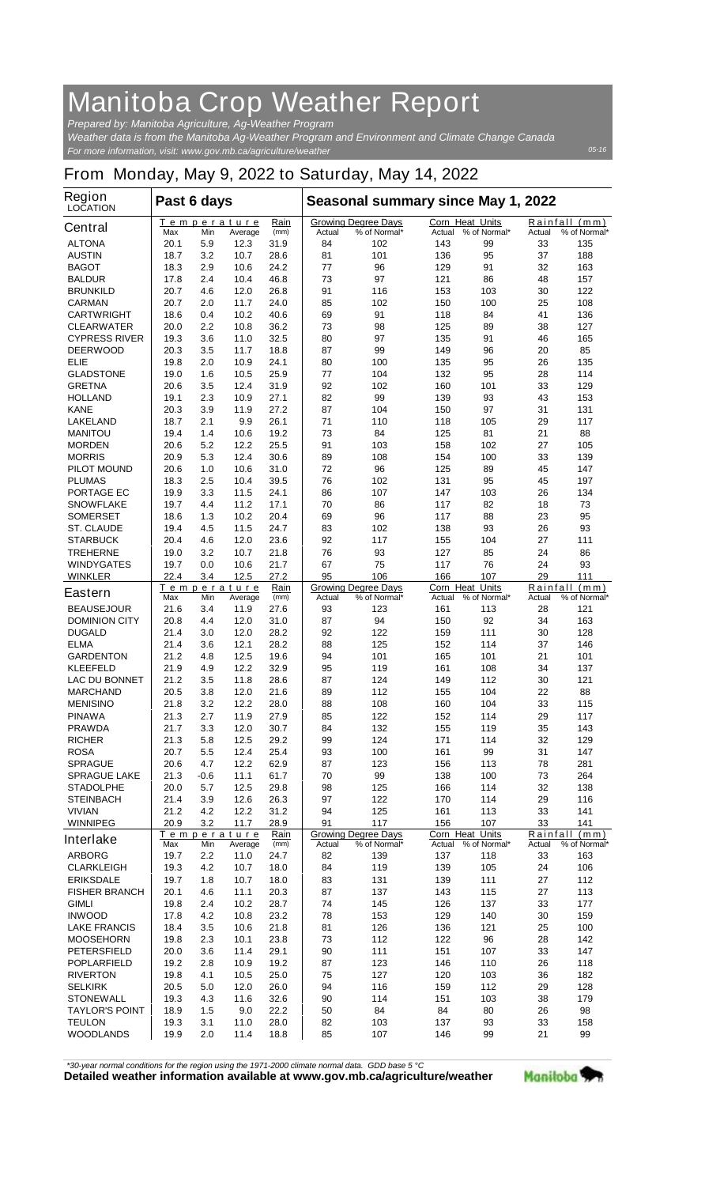# Manitoba Crop Weather Report

*Prepared by: Manitoba Agriculture, Ag-Weather Program*
*Weather data is from the Manitoba Ag-Weather Program and Environment and Climate Change Canada*
*For more information, visit: www.gov.mb.ca/agriculture/weather*

05-16

## From Monday, May 9, 2022 to Saturday, May 14, 2022

| Region LOCATION | Past 6 days | | | | Seasonal summary since May 1, 2022 | | | | | |
|---|---|---|---|---|---|---|---|---|---|---|
| **Central** | Temperature Max | Min | Average | Rain (mm) | Growing Degree Days Actual | % of Normal* | Corn Heat Units Actual | % of Normal* | Rainfall (mm) Actual | % of Normal* |
| ALTONA | 20.1 | 5.9 | 12.3 | 31.9 | 84 | 102 | 143 | 99 | 33 | 135 |
| AUSTIN | 18.7 | 3.2 | 10.7 | 28.6 | 81 | 101 | 136 | 95 | 37 | 188 |
| BAGOT | 18.3 | 2.9 | 10.6 | 24.2 | 77 | 96 | 129 | 91 | 32 | 163 |
| BALDUR | 17.8 | 2.4 | 10.4 | 46.8 | 73 | 97 | 121 | 86 | 48 | 157 |
| BRUNKILD | 20.7 | 4.6 | 12.0 | 26.8 | 91 | 116 | 153 | 103 | 30 | 122 |
| CARMAN | 20.7 | 2.0 | 11.7 | 24.0 | 85 | 102 | 150 | 100 | 25 | 108 |
| CARTWRIGHT | 18.6 | 0.4 | 10.2 | 40.6 | 69 | 91 | 118 | 84 | 41 | 136 |
| CLEARWATER | 20.0 | 2.2 | 10.8 | 36.2 | 73 | 98 | 125 | 89 | 38 | 127 |
| CYPRESS RIVER | 19.3 | 3.6 | 11.0 | 32.5 | 80 | 97 | 135 | 91 | 46 | 165 |
| DEERWOOD | 20.3 | 3.5 | 11.7 | 18.8 | 87 | 99 | 149 | 96 | 20 | 85 |
| ELIE | 19.8 | 2.0 | 10.9 | 24.1 | 80 | 100 | 135 | 95 | 26 | 135 |
| GLADSTONE | 19.0 | 1.6 | 10.5 | 25.9 | 77 | 104 | 132 | 95 | 28 | 114 |
| GRETNA | 20.6 | 3.5 | 12.4 | 31.9 | 92 | 102 | 160 | 101 | 33 | 129 |
| HOLLAND | 19.1 | 2.3 | 10.9 | 27.1 | 82 | 99 | 139 | 93 | 43 | 153 |
| KANE | 20.3 | 3.9 | 11.9 | 27.2 | 87 | 104 | 150 | 97 | 31 | 131 |
| LAKELAND | 18.7 | 2.1 | 9.9 | 26.1 | 71 | 110 | 118 | 105 | 29 | 117 |
| MANITOU | 19.4 | 1.4 | 10.6 | 19.2 | 73 | 84 | 125 | 81 | 21 | 88 |
| MORDEN | 20.6 | 5.2 | 12.2 | 25.5 | 91 | 103 | 158 | 102 | 27 | 105 |
| MORRIS | 20.9 | 5.3 | 12.4 | 30.6 | 89 | 108 | 154 | 100 | 33 | 139 |
| PILOT MOUND | 20.6 | 1.0 | 10.6 | 31.0 | 72 | 96 | 125 | 89 | 45 | 147 |
| PLUMAS | 18.3 | 2.5 | 10.4 | 39.5 | 76 | 102 | 131 | 95 | 45 | 197 |
| PORTAGE EC | 19.9 | 3.3 | 11.5 | 24.1 | 86 | 107 | 147 | 103 | 26 | 134 |
| SNOWFLAKE | 19.7 | 4.4 | 11.2 | 17.1 | 70 | 86 | 117 | 82 | 18 | 73 |
| SOMERSET | 18.6 | 1.3 | 10.2 | 20.4 | 69 | 96 | 117 | 88 | 23 | 95 |
| ST. CLAUDE | 19.4 | 4.5 | 11.5 | 24.7 | 83 | 102 | 138 | 93 | 26 | 93 |
| STARBUCK | 20.4 | 4.6 | 12.0 | 23.6 | 92 | 117 | 155 | 104 | 27 | 111 |
| TREHERNE | 19.0 | 3.2 | 10.7 | 21.8 | 76 | 93 | 127 | 85 | 24 | 86 |
| WINDYGATES | 19.7 | 0.0 | 10.6 | 21.7 | 67 | 75 | 117 | 76 | 24 | 93 |
| WINKLER | 22.4 | 3.4 | 12.5 | 27.2 | 95 | 106 | 166 | 107 | 29 | 111 |
| **Eastern** | Temperature Max | Min | Average | Rain (mm) | Growing Degree Days Actual | % of Normal* | Corn Heat Units Actual | % of Normal* | Rainfall (mm) Actual | % of Normal* |
| BEAUSEJOUR | 21.6 | 3.4 | 11.9 | 27.6 | 93 | 123 | 161 | 113 | 28 | 121 |
| DOMINION CITY | 20.8 | 4.4 | 12.0 | 31.0 | 87 | 94 | 150 | 92 | 34 | 163 |
| DUGALD | 21.4 | 3.0 | 12.0 | 28.2 | 92 | 122 | 159 | 111 | 30 | 128 |
| ELMA | 21.4 | 3.6 | 12.1 | 28.2 | 88 | 125 | 152 | 114 | 37 | 146 |
| GARDENTON | 21.2 | 4.8 | 12.5 | 19.6 | 94 | 101 | 165 | 101 | 21 | 101 |
| KLEEFELD | 21.9 | 4.9 | 12.2 | 32.9 | 95 | 119 | 161 | 108 | 34 | 137 |
| LAC DU BONNET | 21.2 | 3.5 | 11.8 | 28.6 | 87 | 124 | 149 | 112 | 30 | 121 |
| MARCHAND | 20.5 | 3.8 | 12.0 | 21.6 | 89 | 112 | 155 | 104 | 22 | 88 |
| MENISINO | 21.8 | 3.2 | 12.2 | 28.0 | 88 | 108 | 160 | 104 | 33 | 115 |
| PINAWA | 21.3 | 2.7 | 11.9 | 27.9 | 85 | 122 | 152 | 114 | 29 | 117 |
| PRAWDA | 21.7 | 3.3 | 12.0 | 30.7 | 84 | 132 | 155 | 119 | 35 | 143 |
| RICHER | 21.3 | 5.8 | 12.5 | 29.2 | 99 | 124 | 171 | 114 | 32 | 129 |
| ROSA | 20.7 | 5.5 | 12.4 | 25.4 | 93 | 100 | 161 | 99 | 31 | 147 |
| SPRAGUE | 20.6 | 4.7 | 12.2 | 62.9 | 87 | 123 | 156 | 113 | 78 | 281 |
| SPRAGUE LAKE | 21.3 | -0.6 | 11.1 | 61.7 | 70 | 99 | 138 | 100 | 73 | 264 |
| STADOLPHE | 20.0 | 5.7 | 12.5 | 29.8 | 98 | 125 | 166 | 114 | 32 | 138 |
| STEINBACH | 21.4 | 3.9 | 12.6 | 26.3 | 97 | 122 | 170 | 114 | 29 | 116 |
| VIVIAN | 21.2 | 4.2 | 12.2 | 31.2 | 94 | 125 | 161 | 113 | 33 | 141 |
| WINNIPEG | 20.9 | 3.2 | 11.7 | 28.9 | 91 | 117 | 156 | 107 | 33 | 141 |
| **Interlake** | Temperature Max | Min | Average | Rain (mm) | Growing Degree Days Actual | % of Normal* | Corn Heat Units Actual | % of Normal* | Rainfall (mm) Actual | % of Normal* |
| ARBORG | 19.7 | 2.2 | 11.0 | 24.7 | 82 | 139 | 137 | 118 | 33 | 163 |
| CLARKLEIGH | 19.3 | 4.2 | 10.7 | 18.0 | 84 | 119 | 139 | 105 | 24 | 106 |
| ERIKSDALE | 19.7 | 1.8 | 10.7 | 18.0 | 83 | 131 | 139 | 111 | 27 | 112 |
| FISHER BRANCH | 20.1 | 4.6 | 11.1 | 20.3 | 87 | 137 | 143 | 115 | 27 | 113 |
| GIMLI | 19.8 | 2.4 | 10.2 | 28.7 | 74 | 145 | 126 | 137 | 33 | 177 |
| INWOOD | 17.8 | 4.2 | 10.8 | 23.2 | 78 | 153 | 129 | 140 | 30 | 159 |
| LAKE FRANCIS | 18.4 | 3.5 | 10.6 | 21.8 | 81 | 126 | 136 | 121 | 25 | 100 |
| MOOSEHORN | 19.8 | 2.3 | 10.1 | 23.8 | 73 | 112 | 122 | 96 | 28 | 142 |
| PETERSFIELD | 20.0 | 3.6 | 11.4 | 29.1 | 90 | 111 | 151 | 107 | 33 | 147 |
| POPLARFIELD | 19.2 | 2.8 | 10.9 | 19.2 | 87 | 123 | 146 | 110 | 26 | 118 |
| RIVERTON | 19.8 | 4.1 | 10.5 | 25.0 | 75 | 127 | 120 | 103 | 36 | 182 |
| SELKIRK | 20.5 | 5.0 | 12.0 | 26.0 | 94 | 116 | 159 | 112 | 29 | 128 |
| STONEWALL | 19.3 | 4.3 | 11.6 | 32.6 | 90 | 114 | 151 | 103 | 38 | 179 |
| TAYLOR'S POINT | 18.9 | 1.5 | 9.0 | 22.2 | 50 | 84 | 84 | 80 | 26 | 98 |
| TEULON | 19.3 | 3.1 | 11.0 | 28.0 | 82 | 103 | 137 | 93 | 33 | 158 |
| WOODLANDS | 19.9 | 2.0 | 11.4 | 18.8 | 85 | 107 | 146 | 99 | 21 | 99 |

*30-year normal conditions for the region using the 1971-2000 climate normal data. GDD base 5 °C

**Detailed weather information available at www.gov.mb.ca/agriculture/weather**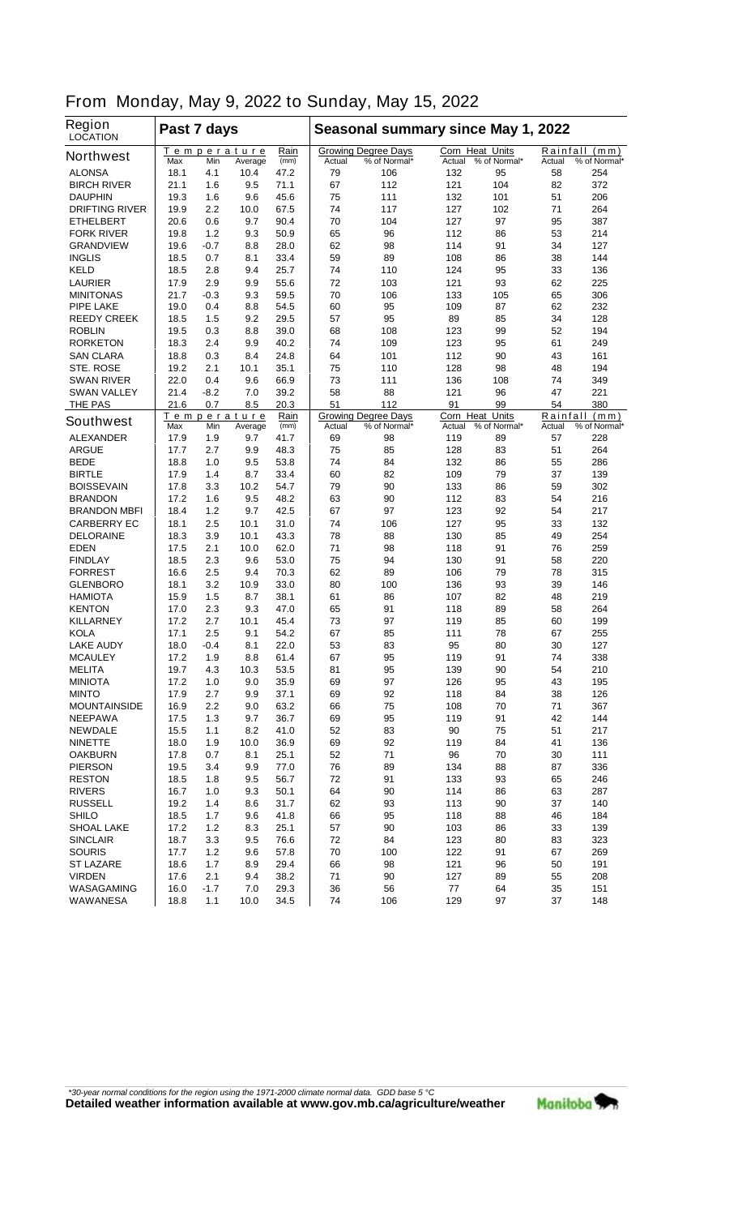# From Monday, May 9, 2022 to Sunday, May 15, 2022

| Region LOCATION | Past 7 days | | | | Seasonal summary since May 1, 2022 | | | | | |
|---|---|---|---|---|---|---|---|---|---|---|
| | Temperature | | | Rain | Growing Degree Days | | Corn Heat Units | | Rainfall (mm) | |
| **Northwest** | Max | Min | Average | (mm) | Actual | % of Normal* | Actual | % of Normal* | Actual | % of Normal* |
| ALONSA | 18.1 | 4.1 | 10.4 | 47.2 | 79 | 106 | 132 | 95 | 58 | 254 |
| BIRCH RIVER | 21.1 | 1.6 | 9.5 | 71.1 | 67 | 112 | 121 | 104 | 82 | 372 |
| DAUPHIN | 19.3 | 1.6 | 9.6 | 45.6 | 75 | 111 | 132 | 101 | 51 | 206 |
| DRIFTING RIVER | 19.9 | 2.2 | 10.0 | 67.5 | 74 | 117 | 127 | 102 | 71 | 264 |
| ETHELBERT | 20.6 | 0.6 | 9.7 | 90.4 | 70 | 104 | 127 | 97 | 95 | 387 |
| FORK RIVER | 19.8 | 1.2 | 9.3 | 50.9 | 65 | 96 | 112 | 86 | 53 | 214 |
| GRANDVIEW | 19.6 | -0.7 | 8.8 | 28.0 | 62 | 98 | 114 | 91 | 34 | 127 |
| INGLIS | 18.5 | 0.7 | 8.1 | 33.4 | 59 | 89 | 108 | 86 | 38 | 144 |
| KELD | 18.5 | 2.8 | 9.4 | 25.7 | 74 | 110 | 124 | 95 | 33 | 136 |
| LAURIER | 17.9 | 2.9 | 9.9 | 55.6 | 72 | 103 | 121 | 93 | 62 | 225 |
| MINITONAS | 21.7 | -0.3 | 9.3 | 59.5 | 70 | 106 | 133 | 105 | 65 | 306 |
| PIPE LAKE | 19.0 | 0.4 | 8.8 | 54.5 | 60 | 95 | 109 | 87 | 62 | 232 |
| REEDY CREEK | 18.5 | 1.5 | 9.2 | 29.5 | 57 | 95 | 89 | 85 | 34 | 128 |
| ROBLIN | 19.5 | 0.3 | 8.8 | 39.0 | 68 | 108 | 123 | 99 | 52 | 194 |
| RORKETON | 18.3 | 2.4 | 9.9 | 40.2 | 74 | 109 | 123 | 95 | 61 | 249 |
| SAN CLARA | 18.8 | 0.3 | 8.4 | 24.8 | 64 | 101 | 112 | 90 | 43 | 161 |
| STE. ROSE | 19.2 | 2.1 | 10.1 | 35.1 | 75 | 110 | 128 | 98 | 48 | 194 |
| SWAN RIVER | 22.0 | 0.4 | 9.6 | 66.9 | 73 | 111 | 136 | 108 | 74 | 349 |
| SWAN VALLEY | 21.4 | -8.2 | 7.0 | 39.2 | 58 | 88 | 121 | 96 | 47 | 221 |
| THE PAS | 21.6 | 0.7 | 8.5 | 20.3 | 51 | 112 | 91 | 99 | 54 | 380 |
| | Temperature | | | Rain | Growing Degree Days | | Corn Heat Units | | Rainfall (mm) | |
| **Southwest** | Max | Min | Average | (mm) | Actual | % of Normal* | Actual | % of Normal* | Actual | % of Normal* |
| ALEXANDER | 17.9 | 1.9 | 9.7 | 41.7 | 69 | 98 | 119 | 89 | 57 | 228 |
| ARGUE | 17.7 | 2.7 | 9.9 | 48.3 | 75 | 85 | 128 | 83 | 51 | 264 |
| BEDE | 18.8 | 1.0 | 9.5 | 53.8 | 74 | 84 | 132 | 86 | 55 | 286 |
| BIRTLE | 17.9 | 1.4 | 8.7 | 33.4 | 60 | 82 | 109 | 79 | 37 | 139 |
| BOISSEVAIN | 17.8 | 3.3 | 10.2 | 54.7 | 79 | 90 | 133 | 86 | 59 | 302 |
| BRANDON | 17.2 | 1.6 | 9.5 | 48.2 | 63 | 90 | 112 | 83 | 54 | 216 |
| BRANDON MBFI | 18.4 | 1.2 | 9.7 | 42.5 | 67 | 97 | 123 | 92 | 54 | 217 |
| CARBERRY EC | 18.1 | 2.5 | 10.1 | 31.0 | 74 | 106 | 127 | 95 | 33 | 132 |
| DELORAINE | 18.3 | 3.9 | 10.1 | 43.3 | 78 | 88 | 130 | 85 | 49 | 254 |
| EDEN | 17.5 | 2.1 | 10.0 | 62.0 | 71 | 98 | 118 | 91 | 76 | 259 |
| FINDLAY | 18.5 | 2.3 | 9.6 | 53.0 | 75 | 94 | 130 | 91 | 58 | 220 |
| FORREST | 16.6 | 2.5 | 9.4 | 70.3 | 62 | 89 | 106 | 79 | 78 | 315 |
| GLENBORO | 18.1 | 3.2 | 10.9 | 33.0 | 80 | 100 | 136 | 93 | 39 | 146 |
| HAMIOTA | 15.9 | 1.5 | 8.7 | 38.1 | 61 | 86 | 107 | 82 | 48 | 219 |
| KENTON | 17.0 | 2.3 | 9.3 | 47.0 | 65 | 91 | 118 | 89 | 58 | 264 |
| KILLARNEY | 17.2 | 2.7 | 10.1 | 45.4 | 73 | 97 | 119 | 85 | 60 | 199 |
| KOLA | 17.1 | 2.5 | 9.1 | 54.2 | 67 | 85 | 111 | 78 | 67 | 255 |
| LAKE AUDY | 18.0 | -0.4 | 8.1 | 22.0 | 53 | 83 | 95 | 80 | 30 | 127 |
| MCAULEY | 17.2 | 1.9 | 8.8 | 61.4 | 67 | 95 | 119 | 91 | 74 | 338 |
| MELITA | 19.7 | 4.3 | 10.3 | 53.5 | 81 | 95 | 139 | 90 | 54 | 210 |
| MINIOTA | 17.2 | 1.0 | 9.0 | 35.9 | 69 | 97 | 126 | 95 | 43 | 195 |
| MINTO | 17.9 | 2.7 | 9.9 | 37.1 | 69 | 92 | 118 | 84 | 38 | 126 |
| MOUNTAINSIDE | 16.9 | 2.2 | 9.0 | 63.2 | 66 | 75 | 108 | 70 | 71 | 367 |
| NEEPAWA | 17.5 | 1.3 | 9.7 | 36.7 | 69 | 95 | 119 | 91 | 42 | 144 |
| NEWDALE | 15.5 | 1.1 | 8.2 | 41.0 | 52 | 83 | 90 | 75 | 51 | 217 |
| NINETTE | 18.0 | 1.9 | 10.0 | 36.9 | 69 | 92 | 119 | 84 | 41 | 136 |
| OAKBURN | 17.8 | 0.7 | 8.1 | 25.1 | 52 | 71 | 96 | 70 | 30 | 111 |
| PIERSON | 19.5 | 3.4 | 9.9 | 77.0 | 76 | 89 | 134 | 88 | 87 | 336 |
| RESTON | 18.5 | 1.8 | 9.5 | 56.7 | 72 | 91 | 133 | 93 | 65 | 246 |
| RIVERS | 16.7 | 1.0 | 9.3 | 50.1 | 64 | 90 | 114 | 86 | 63 | 287 |
| RUSSELL | 19.2 | 1.4 | 8.6 | 31.7 | 62 | 93 | 113 | 90 | 37 | 140 |
| SHILO | 18.5 | 1.7 | 9.6 | 41.8 | 66 | 95 | 118 | 88 | 46 | 184 |
| SHOAL LAKE | 17.2 | 1.2 | 8.3 | 25.1 | 57 | 90 | 103 | 86 | 33 | 139 |
| SINCLAIR | 18.7 | 3.3 | 9.5 | 76.6 | 72 | 84 | 123 | 80 | 83 | 323 |
| SOURIS | 17.7 | 1.2 | 9.6 | 57.8 | 70 | 100 | 122 | 91 | 67 | 269 |
| ST LAZARE | 18.6 | 1.7 | 8.9 | 29.4 | 66 | 98 | 121 | 96 | 50 | 191 |
| VIRDEN | 17.6 | 2.1 | 9.4 | 38.2 | 71 | 90 | 127 | 89 | 55 | 208 |
| WASAGAMING | 16.0 | -1.7 | 7.0 | 29.3 | 36 | 56 | 77 | 64 | 35 | 151 |
| WAWANESA | 18.8 | 1.1 | 10.0 | 34.5 | 74 | 106 | 129 | 97 | 37 | 148 |

*\*30-year normal conditions for the region using the 1971-2000 climate normal data. GDD base 5 °C*

**Detailed weather information available at www.gov.mb.ca/agriculture/weather**

Manitoba